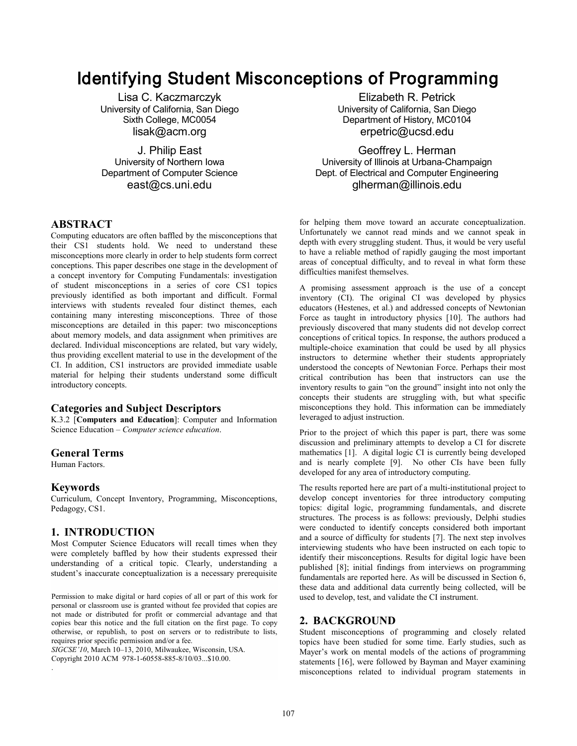# Identifying Student Misconceptions of Programming

Lisa C. Kaczmarczyk
University of California, San Diego
Sixth College, MC0054
lisak@acm.org

Elizabeth R. Petrick
University of California, San Diego
Department of History, MC0104
erpetric@ucsd.edu

J. Philip East
University of Northern Iowa
Department of Computer Science
east@cs.uni.edu

Geoffrey L. Herman
University of Illinois at Urbana-Champaign
Dept. of Electrical and Computer Engineering
glherman@illinois.edu

## ABSTRACT

Computing educators are often baffled by the misconceptions that their CS1 students hold. We need to understand these misconceptions more clearly in order to help students form correct conceptions. This paper describes one stage in the development of a concept inventory for Computing Fundamentals: investigation of student misconceptions in a series of core CS1 topics previously identified as both important and difficult. Formal interviews with students revealed four distinct themes, each containing many interesting misconceptions. Three of those misconceptions are detailed in this paper: two misconceptions about memory models, and data assignment when primitives are declared. Individual misconceptions are related, but vary widely, thus providing excellent material to use in the development of the CI. In addition, CS1 instructors are provided immediate usable material for helping their students understand some difficult introductory concepts.

### Categories and Subject Descriptors

K.3.2 [**Computers and Education**]: Computer and Information Science Education – *Computer science education*.

### General Terms

Human Factors.

### Keywords

Curriculum, Concept Inventory, Programming, Misconceptions, Pedagogy, CS1.

## 1. INTRODUCTION

Most Computer Science Educators will recall times when they were completely baffled by how their students expressed their understanding of a critical topic. Clearly, understanding a student's inaccurate conceptualization is a necessary prerequisite for helping them move toward an accurate conceptualization. Unfortunately we cannot read minds and we cannot speak in depth with every struggling student. Thus, it would be very useful to have a reliable method of rapidly gauging the most important areas of conceptual difficulty, and to reveal in what form these difficulties manifest themselves.

A promising assessment approach is the use of a concept inventory (CI). The original CI was developed by physics educators (Hestenes, et al.) and addressed concepts of Newtonian Force as taught in introductory physics [10]. The authors had previously discovered that many students did not develop correct conceptions of critical topics. In response, the authors produced a multiple-choice examination that could be used by all physics instructors to determine whether their students appropriately understood the concepts of Newtonian Force. Perhaps their most critical contribution has been that instructors can use the inventory results to gain "on the ground" insight into not only the concepts their students are struggling with, but what specific misconceptions they hold. This information can be immediately leveraged to adjust instruction.

Prior to the project of which this paper is part, there was some discussion and preliminary attempts to develop a CI for discrete mathematics [1]. A digital logic CI is currently being developed and is nearly complete [9]. No other CIs have been fully developed for any area of introductory computing.

The results reported here are part of a multi-institutional project to develop concept inventories for three introductory computing topics: digital logic, programming fundamentals, and discrete structures. The process is as follows: previously, Delphi studies were conducted to identify concepts considered both important and a source of difficulty for students [7]. The next step involves interviewing students who have been instructed on each topic to identify their misconceptions. Results for digital logic have been published [8]; initial findings from interviews on programming fundamentals are reported here. As will be discussed in Section 6, these data and additional data currently being collected, will be used to develop, test, and validate the CI instrument.

## 2. BACKGROUND

Student misconceptions of programming and closely related topics have been studied for some time. Early studies, such as Mayer's work on mental models of the actions of programming statements [16], were followed by Bayman and Mayer examining misconceptions related to individual program statements in

Permission to make digital or hard copies of all or part of this work for personal or classroom use is granted without fee provided that copies are not made or distributed for profit or commercial advantage and that copies bear this notice and the full citation on the first page. To copy otherwise, or republish, to post on servers or to redistribute to lists, requires prior specific permission and/or a fee.
*SIGCSE'10*, March 10–13, 2010, Milwaukee, Wisconsin, USA.
Copyright 2010 ACM 978-1-60558-885-8/10/03...$10.00.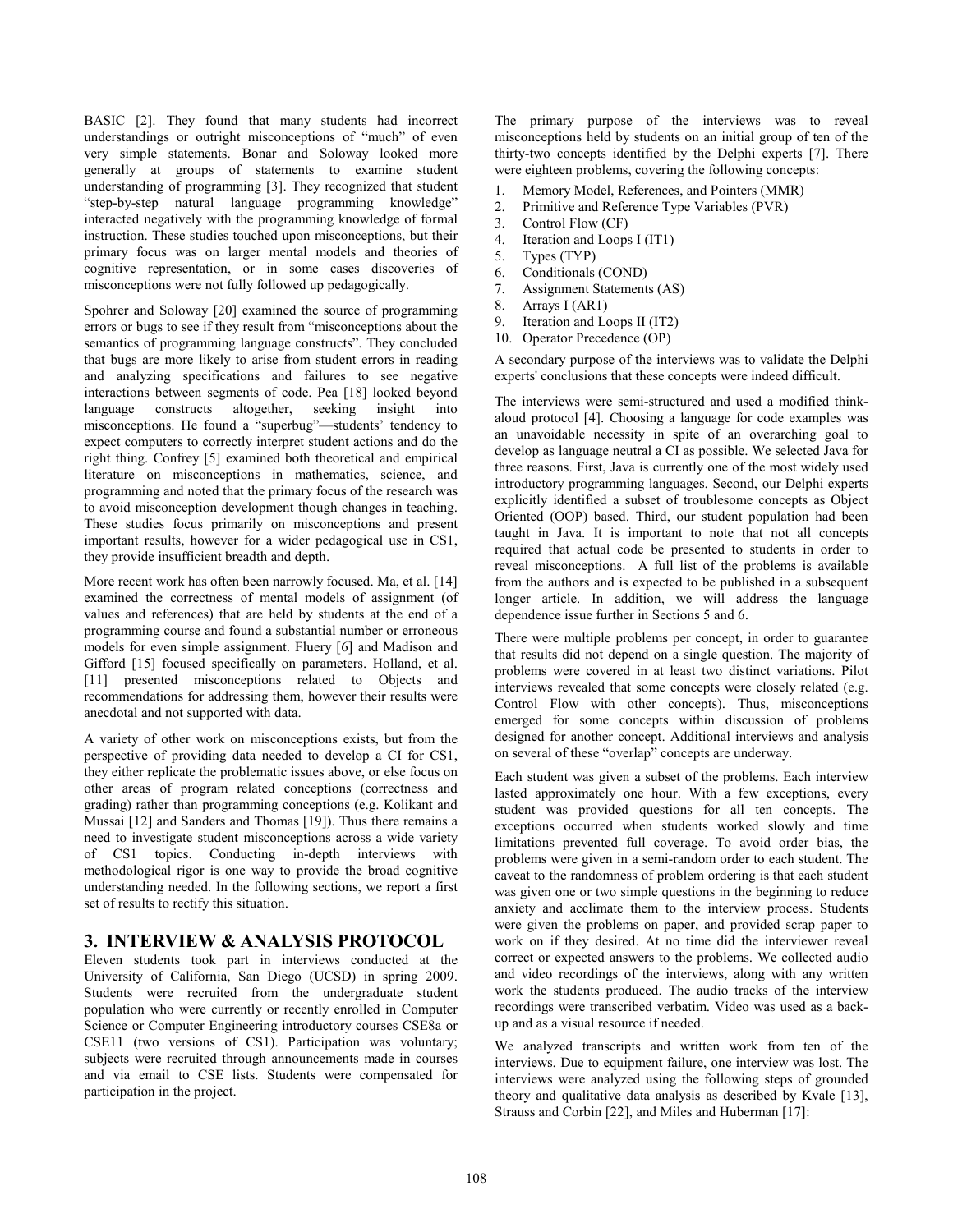BASIC [2]. They found that many students had incorrect understandings or outright misconceptions of "much" of even very simple statements. Bonar and Soloway looked more generally at groups of statements to examine student understanding of programming [3]. They recognized that student "step-by-step natural language programming knowledge" interacted negatively with the programming knowledge of formal instruction. These studies touched upon misconceptions, but their primary focus was on larger mental models and theories of cognitive representation, or in some cases discoveries of misconceptions were not fully followed up pedagogically.

Spohrer and Soloway [20] examined the source of programming errors or bugs to see if they result from "misconceptions about the semantics of programming language constructs". They concluded that bugs are more likely to arise from student errors in reading and analyzing specifications and failures to see negative interactions between segments of code. Pea [18] looked beyond language constructs altogether, seeking insight into misconceptions. He found a "superbug"—students' tendency to expect computers to correctly interpret student actions and do the right thing. Confrey [5] examined both theoretical and empirical literature on misconceptions in mathematics, science, and programming and noted that the primary focus of the research was to avoid misconception development though changes in teaching. These studies focus primarily on misconceptions and present important results, however for a wider pedagogical use in CS1, they provide insufficient breadth and depth.

More recent work has often been narrowly focused. Ma, et al. [14] examined the correctness of mental models of assignment (of values and references) that are held by students at the end of a programming course and found a substantial number or erroneous models for even simple assignment. Fluery [6] and Madison and Gifford [15] focused specifically on parameters. Holland, et al. [11] presented misconceptions related to Objects and recommendations for addressing them, however their results were anecdotal and not supported with data.

A variety of other work on misconceptions exists, but from the perspective of providing data needed to develop a CI for CS1, they either replicate the problematic issues above, or else focus on other areas of program related conceptions (correctness and grading) rather than programming conceptions (e.g. Kolikant and Mussai [12] and Sanders and Thomas [19]). Thus there remains a need to investigate student misconceptions across a wide variety of CS1 topics. Conducting in-depth interviews with methodological rigor is one way to provide the broad cognitive understanding needed. In the following sections, we report a first set of results to rectify this situation.

## 3. INTERVIEW & ANALYSIS PROTOCOL

Eleven students took part in interviews conducted at the University of California, San Diego (UCSD) in spring 2009. Students were recruited from the undergraduate student population who were currently or recently enrolled in Computer Science or Computer Engineering introductory courses CSE8a or CSE11 (two versions of CS1). Participation was voluntary; subjects were recruited through announcements made in courses and via email to CSE lists. Students were compensated for participation in the project.

The primary purpose of the interviews was to reveal misconceptions held by students on an initial group of ten of the thirty-two concepts identified by the Delphi experts [7]. There were eighteen problems, covering the following concepts:

1. Memory Model, References, and Pointers (MMR)
2. Primitive and Reference Type Variables (PVR)
3. Control Flow (CF)
4. Iteration and Loops I (IT1)
5. Types (TYP)
6. Conditionals (COND)
7. Assignment Statements (AS)
8. Arrays I (AR1)
9. Iteration and Loops II (IT2)
10. Operator Precedence (OP)

A secondary purpose of the interviews was to validate the Delphi experts' conclusions that these concepts were indeed difficult.

The interviews were semi-structured and used a modified think-aloud protocol [4]. Choosing a language for code examples was an unavoidable necessity in spite of an overarching goal to develop as language neutral a CI as possible. We selected Java for three reasons. First, Java is currently one of the most widely used introductory programming languages. Second, our Delphi experts explicitly identified a subset of troublesome concepts as Object Oriented (OOP) based. Third, our student population had been taught in Java. It is important to note that not all concepts required that actual code be presented to students in order to reveal misconceptions. A full list of the problems is available from the authors and is expected to be published in a subsequent longer article. In addition, we will address the language dependence issue further in Sections 5 and 6.

There were multiple problems per concept, in order to guarantee that results did not depend on a single question. The majority of problems were covered in at least two distinct variations. Pilot interviews revealed that some concepts were closely related (e.g. Control Flow with other concepts). Thus, misconceptions emerged for some concepts within discussion of problems designed for another concept. Additional interviews and analysis on several of these "overlap" concepts are underway.

Each student was given a subset of the problems. Each interview lasted approximately one hour. With a few exceptions, every student was provided questions for all ten concepts. The exceptions occurred when students worked slowly and time limitations prevented full coverage. To avoid order bias, the problems were given in a semi-random order to each student. The caveat to the randomness of problem ordering is that each student was given one or two simple questions in the beginning to reduce anxiety and acclimate them to the interview process. Students were given the problems on paper, and provided scrap paper to work on if they desired. At no time did the interviewer reveal correct or expected answers to the problems. We collected audio and video recordings of the interviews, along with any written work the students produced. The audio tracks of the interview recordings were transcribed verbatim. Video was used as a back-up and as a visual resource if needed.

We analyzed transcripts and written work from ten of the interviews. Due to equipment failure, one interview was lost. The interviews were analyzed using the following steps of grounded theory and qualitative data analysis as described by Kvale [13], Strauss and Corbin [22], and Miles and Huberman [17]: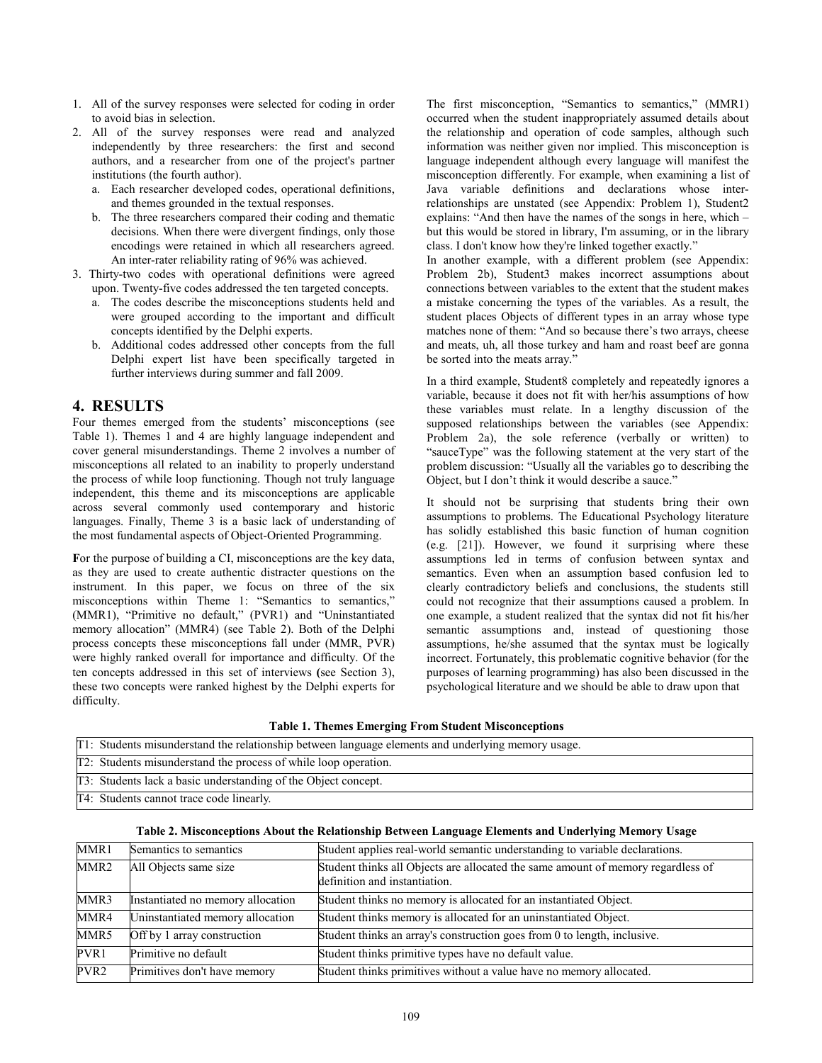1. All of the survey responses were selected for coding in order to avoid bias in selection.
2. All of the survey responses were read and analyzed independently by three researchers: the first and second authors, and a researcher from one of the project's partner institutions (the fourth author).
   a. Each researcher developed codes, operational definitions, and themes grounded in the textual responses.
   b. The three researchers compared their coding and thematic decisions. When there were divergent findings, only those encodings were retained in which all researchers agreed. An inter-rater reliability rating of 96% was achieved.
3. Thirty-two codes with operational definitions were agreed upon. Twenty-five codes addressed the ten targeted concepts.
   a. The codes describe the misconceptions students held and were grouped according to the important and difficult concepts identified by the Delphi experts.
   b. Additional codes addressed other concepts from the full Delphi expert list have been specifically targeted in further interviews during summer and fall 2009.

## 4. RESULTS

Four themes emerged from the students' misconceptions (see Table 1). Themes 1 and 4 are highly language independent and cover general misunderstandings. Theme 2 involves a number of misconceptions all related to an inability to properly understand the process of while loop functioning. Though not truly language independent, this theme and its misconceptions are applicable across several commonly used contemporary and historic languages. Finally, Theme 3 is a basic lack of understanding of the most fundamental aspects of Object-Oriented Programming.

**F**or the purpose of building a CI, misconceptions are the key data, as they are used to create authentic distracter questions on the instrument. In this paper, we focus on three of the six misconceptions within Theme 1: "Semantics to semantics," (MMR1), "Primitive no default," (PVR1) and "Uninstantiated memory allocation" (MMR4) (see Table 2). Both of the Delphi process concepts these misconceptions fall under (MMR, PVR) were highly ranked overall for importance and difficulty. Of the ten concepts addressed in this set of interviews (see Section 3), these two concepts were ranked highest by the Delphi experts for difficulty.

The first misconception, "Semantics to semantics," (MMR1) occurred when the student inappropriately assumed details about the relationship and operation of code samples, although such information was neither given nor implied. This misconception is language independent although every language will manifest the misconception differently. For example, when examining a list of Java variable definitions and declarations whose inter-relationships are unstated (see Appendix: Problem 1), Student2 explains: "And then have the names of the songs in here, which – but this would be stored in library, I'm assuming, or in the library class. I don't know how they're linked together exactly."

In another example, with a different problem (see Appendix: Problem 2b), Student3 makes incorrect assumptions about connections between variables to the extent that the student makes a mistake concerning the types of the variables. As a result, the student places Objects of different types in an array whose type matches none of them: "And so because there's two arrays, cheese and meats, uh, all those turkey and ham and roast beef are gonna be sorted into the meats array."

In a third example, Student8 completely and repeatedly ignores a variable, because it does not fit with her/his assumptions of how these variables must relate. In a lengthy discussion of the supposed relationships between the variables (see Appendix: Problem 2a), the sole reference (verbally or written) to "sauceType" was the following statement at the very start of the problem discussion: "Usually all the variables go to describing the Object, but I don't think it would describe a sauce."

It should not be surprising that students bring their own assumptions to problems. The Educational Psychology literature has solidly established this basic function of human cognition (e.g. [21]). However, we found it surprising where these assumptions led in terms of confusion between syntax and semantics. Even when an assumption based confusion led to clearly contradictory beliefs and conclusions, the students still could not recognize that their assumptions caused a problem. In one example, a student realized that the syntax did not fit his/her semantic assumptions and, instead of questioning those assumptions, he/she assumed that the syntax must be logically incorrect. Fortunately, this problematic cognitive behavior (for the purposes of learning programming) has also been discussed in the psychological literature and we should be able to draw upon that

**Table 1. Themes Emerging From Student Misconceptions**

| Theme |
|---|
| T1: Students misunderstand the relationship between language elements and underlying memory usage. |
| T2: Students misunderstand the process of while loop operation. |
| T3: Students lack a basic understanding of the Object concept. |
| T4: Students cannot trace code linearly. |

**Table 2. Misconceptions About the Relationship Between Language Elements and Underlying Memory Usage**

| Code | Misconception | Description |
|---|---|---|
| MMR1 | Semantics to semantics | Student applies real-world semantic understanding to variable declarations. |
| MMR2 | All Objects same size | Student thinks all Objects are allocated the same amount of memory regardless of definition and instantiation. |
| MMR3 | Instantiated no memory allocation | Student thinks no memory is allocated for an instantiated Object. |
| MMR4 | Uninstantiated memory allocation | Student thinks memory is allocated for an uninstantiated Object. |
| MMR5 | Off by 1 array construction | Student thinks an array's construction goes from 0 to length, inclusive. |
| PVR1 | Primitive no default | Student thinks primitive types have no default value. |
| PVR2 | Primitives don't have memory | Student thinks primitives without a value have no memory allocated. |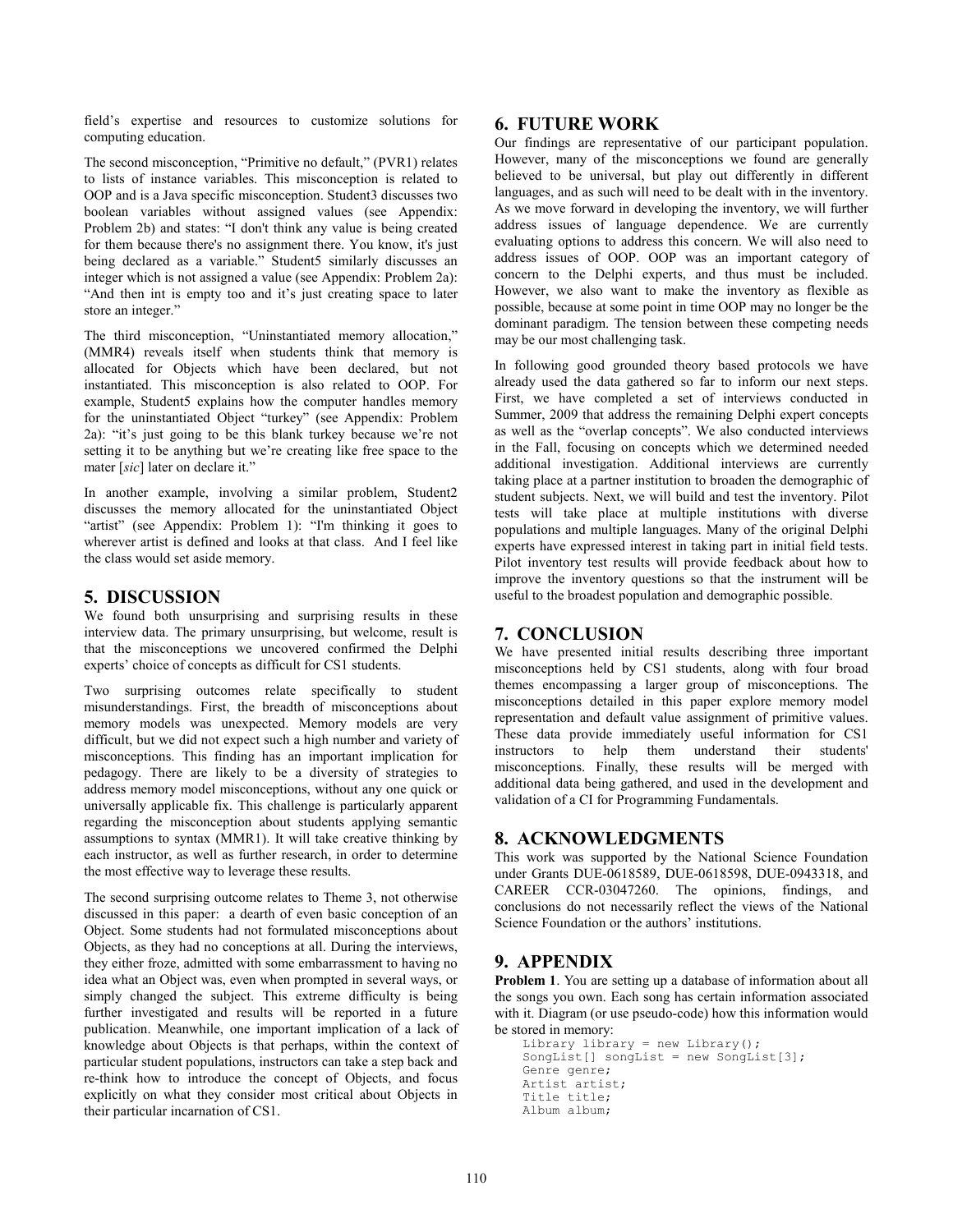field's expertise and resources to customize solutions for computing education.

The second misconception, "Primitive no default," (PVR1) relates to lists of instance variables. This misconception is related to OOP and is a Java specific misconception. Student3 discusses two boolean variables without assigned values (see Appendix: Problem 2b) and states: "I don't think any value is being created for them because there's no assignment there. You know, it's just being declared as a variable." Student5 similarly discusses an integer which is not assigned a value (see Appendix: Problem 2a): "And then int is empty too and it's just creating space to later store an integer."

The third misconception, "Uninstantiated memory allocation," (MMR4) reveals itself when students think that memory is allocated for Objects which have been declared, but not instantiated. This misconception is also related to OOP. For example, Student5 explains how the computer handles memory for the uninstantiated Object "turkey" (see Appendix: Problem 2a): "it's just going to be this blank turkey because we're not setting it to be anything but we're creating like free space to the mater [*sic*] later on declare it."

In another example, involving a similar problem, Student2 discusses the memory allocated for the uninstantiated Object "artist" (see Appendix: Problem 1): "I'm thinking it goes to wherever artist is defined and looks at that class. And I feel like the class would set aside memory.

## 5. DISCUSSION

We found both unsurprising and surprising results in these interview data. The primary unsurprising, but welcome, result is that the misconceptions we uncovered confirmed the Delphi experts' choice of concepts as difficult for CS1 students.

Two surprising outcomes relate specifically to student misunderstandings. First, the breadth of misconceptions about memory models was unexpected. Memory models are very difficult, but we did not expect such a high number and variety of misconceptions. This finding has an important implication for pedagogy. There are likely to be a diversity of strategies to address memory model misconceptions, without any one quick or universally applicable fix. This challenge is particularly apparent regarding the misconception about students applying semantic assumptions to syntax (MMR1). It will take creative thinking by each instructor, as well as further research, in order to determine the most effective way to leverage these results.

The second surprising outcome relates to Theme 3, not otherwise discussed in this paper: a dearth of even basic conception of an Object. Some students had not formulated misconceptions about Objects, as they had no conceptions at all. During the interviews, they either froze, admitted with some embarrassment to having no idea what an Object was, even when prompted in several ways, or simply changed the subject. This extreme difficulty is being further investigated and results will be reported in a future publication. Meanwhile, one important implication of a lack of knowledge about Objects is that perhaps, within the context of particular student populations, instructors can take a step back and re-think how to introduce the concept of Objects, and focus explicitly on what they consider most critical about Objects in their particular incarnation of CS1.

## 6. FUTURE WORK

Our findings are representative of our participant population. However, many of the misconceptions we found are generally believed to be universal, but play out differently in different languages, and as such will need to be dealt with in the inventory. As we move forward in developing the inventory, we will further address issues of language dependence. We are currently evaluating options to address this concern. We will also need to address issues of OOP. OOP was an important category of concern to the Delphi experts, and thus must be included. However, we also want to make the inventory as flexible as possible, because at some point in time OOP may no longer be the dominant paradigm. The tension between these competing needs may be our most challenging task.

In following good grounded theory based protocols we have already used the data gathered so far to inform our next steps. First, we have completed a set of interviews conducted in Summer, 2009 that address the remaining Delphi expert concepts as well as the "overlap concepts". We also conducted interviews in the Fall, focusing on concepts which we determined needed additional investigation. Additional interviews are currently taking place at a partner institution to broaden the demographic of student subjects. Next, we will build and test the inventory. Pilot tests will take place at multiple institutions with diverse populations and multiple languages. Many of the original Delphi experts have expressed interest in taking part in initial field tests. Pilot inventory test results will provide feedback about how to improve the inventory questions so that the instrument will be useful to the broadest population and demographic possible.

## 7. CONCLUSION

We have presented initial results describing three important misconceptions held by CS1 students, along with four broad themes encompassing a larger group of misconceptions. The misconceptions detailed in this paper explore memory model representation and default value assignment of primitive values. These data provide immediately useful information for CS1 instructors to help them understand their students' misconceptions. Finally, these results will be merged with additional data being gathered, and used in the development and validation of a CI for Programming Fundamentals.

## 8. ACKNOWLEDGMENTS

This work was supported by the National Science Foundation under Grants DUE-0618589, DUE-0618598, DUE-0943318, and CAREER CCR-03047260. The opinions, findings, and conclusions do not necessarily reflect the views of the National Science Foundation or the authors' institutions.

## 9. APPENDIX

**Problem 1**. You are setting up a database of information about all the songs you own. Each song has certain information associated with it. Diagram (or use pseudo-code) how this information would be stored in memory:

```
Library library = new Library();
SongList[] songList = new SongList[3];
Genre genre;
Artist artist;
Title title;
Album album;
```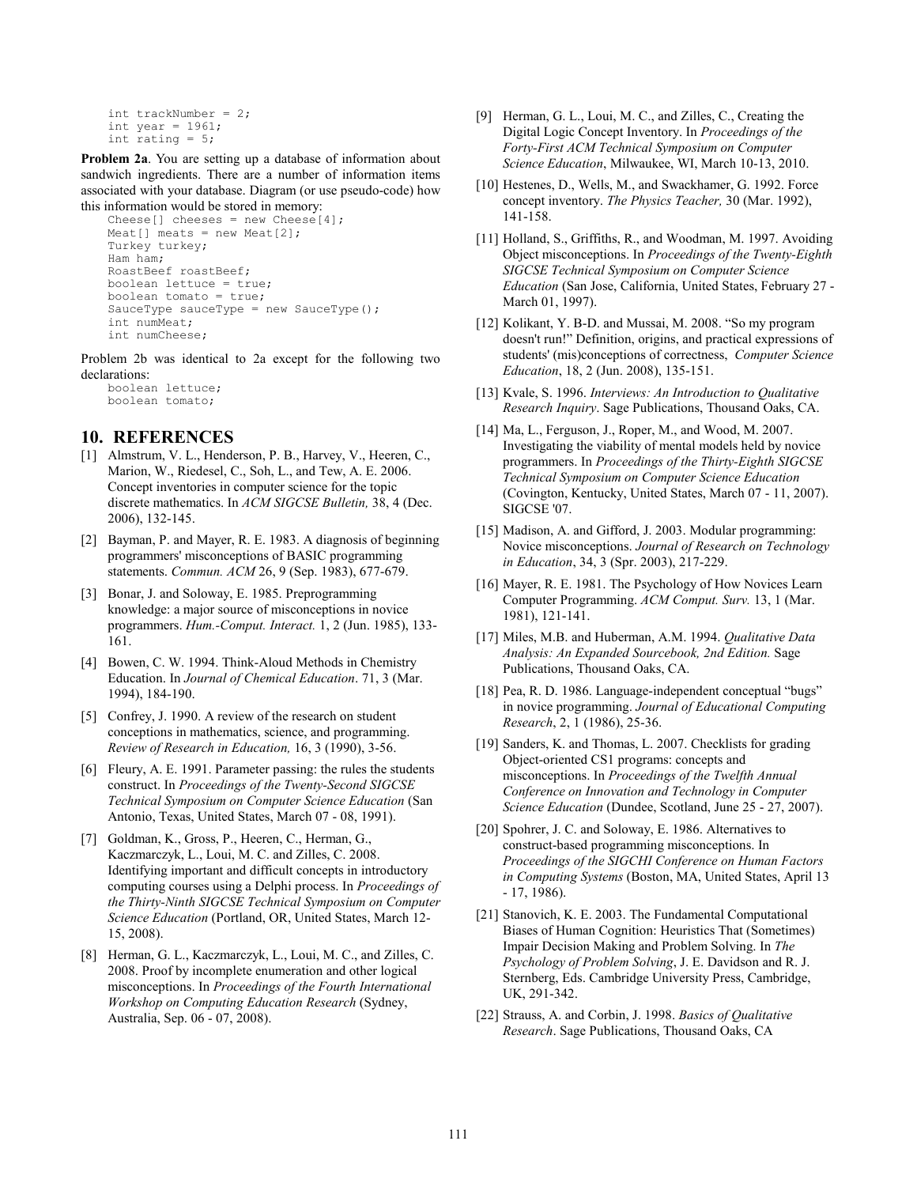```
int trackNumber = 2;
int year = 1961;
int rating = 5;
```

**Problem 2a**. You are setting up a database of information about sandwich ingredients. There are a number of information items associated with your database. Diagram (or use pseudo-code) how this information would be stored in memory:

```
Cheese[] cheeses = new Cheese[4];
Meat[] meats = new Meat[2];
Turkey turkey;
Ham ham;
RoastBeef roastBeef;
boolean lettuce = true;
boolean tomato = true;
SauceType sauceType = new SauceType();
int numMeat;
int numCheese;
```

Problem 2b was identical to 2a except for the following two declarations:

```
boolean lettuce;
boolean tomato;
```

## 10. REFERENCES

[1] Almstrum, V. L., Henderson, P. B., Harvey, V., Heeren, C., Marion, W., Riedesel, C., Soh, L., and Tew, A. E. 2006. Concept inventories in computer science for the topic discrete mathematics. In *ACM SIGCSE Bulletin,* 38, 4 (Dec. 2006), 132-145.

[2] Bayman, P. and Mayer, R. E. 1983. A diagnosis of beginning programmers' misconceptions of BASIC programming statements. *Commun. ACM* 26, 9 (Sep. 1983), 677-679.

[3] Bonar, J. and Soloway, E. 1985. Preprogramming knowledge: a major source of misconceptions in novice programmers. *Hum.-Comput. Interact.* 1, 2 (Jun. 1985), 133-161.

[4] Bowen, C. W. 1994. Think-Aloud Methods in Chemistry Education. In *Journal of Chemical Education*. 71, 3 (Mar. 1994), 184-190.

[5] Confrey, J. 1990. A review of the research on student conceptions in mathematics, science, and programming. *Review of Research in Education,* 16, 3 (1990), 3-56.

[6] Fleury, A. E. 1991. Parameter passing: the rules the students construct. In *Proceedings of the Twenty-Second SIGCSE Technical Symposium on Computer Science Education* (San Antonio, Texas, United States, March 07 - 08, 1991).

[7] Goldman, K., Gross, P., Heeren, C., Herman, G., Kaczmarczyk, L., Loui, M. C. and Zilles, C. 2008. Identifying important and difficult concepts in introductory computing courses using a Delphi process. In *Proceedings of the Thirty-Ninth SIGCSE Technical Symposium on Computer Science Education* (Portland, OR, United States, March 12-15, 2008).

[8] Herman, G. L., Kaczmarczyk, L., Loui, M. C., and Zilles, C. 2008. Proof by incomplete enumeration and other logical misconceptions. In *Proceedings of the Fourth International Workshop on Computing Education Research* (Sydney, Australia, Sep. 06 - 07, 2008).

[9] Herman, G. L., Loui, M. C., and Zilles, C., Creating the Digital Logic Concept Inventory. In *Proceedings of the Forty-First ACM Technical Symposium on Computer Science Education*, Milwaukee, WI, March 10-13, 2010.

[10] Hestenes, D., Wells, M., and Swackhamer, G. 1992. Force concept inventory. *The Physics Teacher,* 30 (Mar. 1992), 141-158.

[11] Holland, S., Griffiths, R., and Woodman, M. 1997. Avoiding Object misconceptions. In *Proceedings of the Twenty-Eighth SIGCSE Technical Symposium on Computer Science Education* (San Jose, California, United States, February 27 - March 01, 1997).

[12] Kolikant, Y. B-D. and Mussai, M. 2008. "So my program doesn't run!" Definition, origins, and practical expressions of students' (mis)conceptions of correctness, *Computer Science Education*, 18, 2 (Jun. 2008), 135-151.

[13] Kvale, S. 1996. *Interviews: An Introduction to Qualitative Research Inquiry*. Sage Publications, Thousand Oaks, CA.

[14] Ma, L., Ferguson, J., Roper, M., and Wood, M. 2007. Investigating the viability of mental models held by novice programmers. In *Proceedings of the Thirty-Eighth SIGCSE Technical Symposium on Computer Science Education* (Covington, Kentucky, United States, March 07 - 11, 2007). SIGCSE '07.

[15] Madison, A. and Gifford, J. 2003. Modular programming: Novice misconceptions. *Journal of Research on Technology in Education*, 34, 3 (Spr. 2003), 217-229.

[16] Mayer, R. E. 1981. The Psychology of How Novices Learn Computer Programming. *ACM Comput. Surv.* 13, 1 (Mar. 1981), 121-141.

[17] Miles, M.B. and Huberman, A.M. 1994. *Qualitative Data Analysis: An Expanded Sourcebook, 2nd Edition.* Sage Publications, Thousand Oaks, CA.

[18] Pea, R. D. 1986. Language-independent conceptual "bugs" in novice programming. *Journal of Educational Computing Research*, 2, 1 (1986), 25-36.

[19] Sanders, K. and Thomas, L. 2007. Checklists for grading Object-oriented CS1 programs: concepts and misconceptions. In *Proceedings of the Twelfth Annual Conference on Innovation and Technology in Computer Science Education* (Dundee, Scotland, June 25 - 27, 2007).

[20] Spohrer, J. C. and Soloway, E. 1986. Alternatives to construct-based programming misconceptions. In *Proceedings of the SIGCHI Conference on Human Factors in Computing Systems* (Boston, MA, United States, April 13 - 17, 1986).

[21] Stanovich, K. E. 2003. The Fundamental Computational Biases of Human Cognition: Heuristics That (Sometimes) Impair Decision Making and Problem Solving. In *The Psychology of Problem Solving*, J. E. Davidson and R. J. Sternberg, Eds. Cambridge University Press, Cambridge, UK, 291-342.

[22] Strauss, A. and Corbin, J. 1998. *Basics of Qualitative Research*. Sage Publications, Thousand Oaks, CA